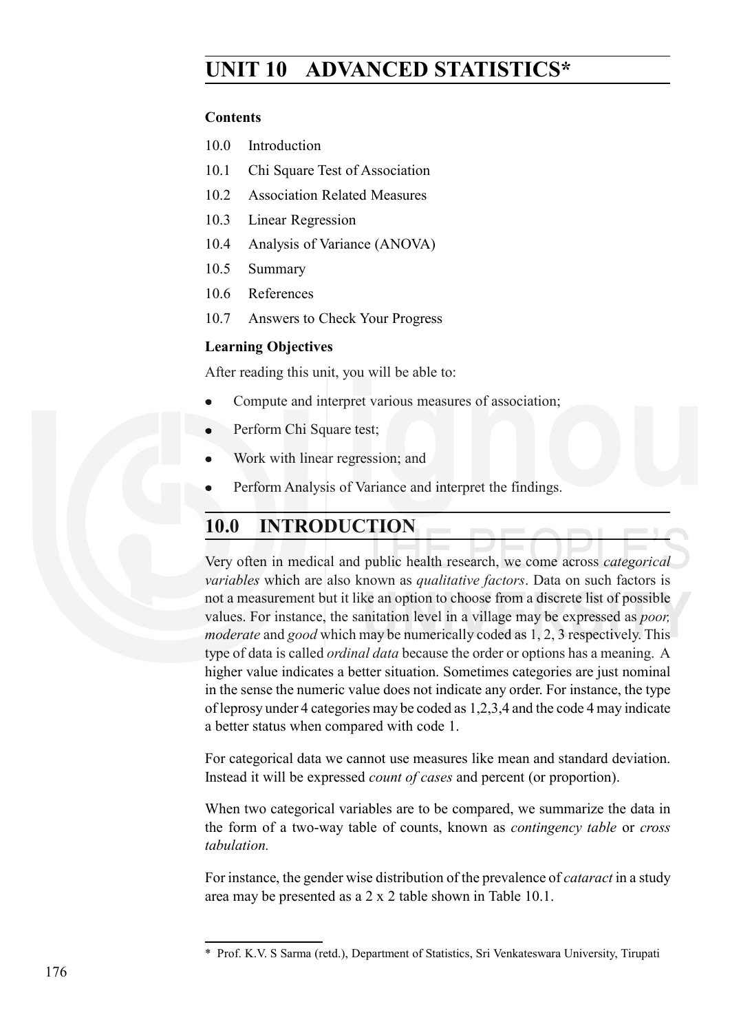# UNIT 10 ADVANCED STATISTICS*

**Contents**

10.0 Introduction

10.1 Chi Square Test of Association

10.2 Association Related Measures

10.3 Linear Regression

10.4 Analysis of Variance (ANOVA)

10.5 Summary

10.6 References

10.7 Answers to Check Your Progress

**Learning Objectives**

After reading this unit, you will be able to:

- Compute and interpret various measures of association;
- Perform Chi Square test;
- Work with linear regression; and
- Perform Analysis of Variance and interpret the findings.

## 10.0 INTRODUCTION

Very often in medical and public health research, we come across *categorical variables* which are also known as *qualitative factors*. Data on such factors is not a measurement but it like an option to choose from a discrete list of possible values. For instance, the sanitation level in a village may be expressed as *poor, moderate* and *good* which may be numerically coded as 1, 2, 3 respectively. This type of data is called *ordinal data* because the order or options has a meaning. A higher value indicates a better situation. Sometimes categories are just nominal in the sense the numeric value does not indicate any order. For instance, the type of leprosy under 4 categories may be coded as 1,2,3,4 and the code 4 may indicate a better status when compared with code 1.

For categorical data we cannot use measures like mean and standard deviation. Instead it will be expressed *count of cases* and percent (or proportion).

When two categorical variables are to be compared, we summarize the data in the form of a two-way table of counts, known as *contingency table* or *cross tabulation.*

For instance, the gender wise distribution of the prevalence of *cataract* in a study area may be presented as a 2 x 2 table shown in Table 10.1.

---

\* Prof. K.V. S Sarma (retd.), Department of Statistics, Sri Venkateswara University, Tirupati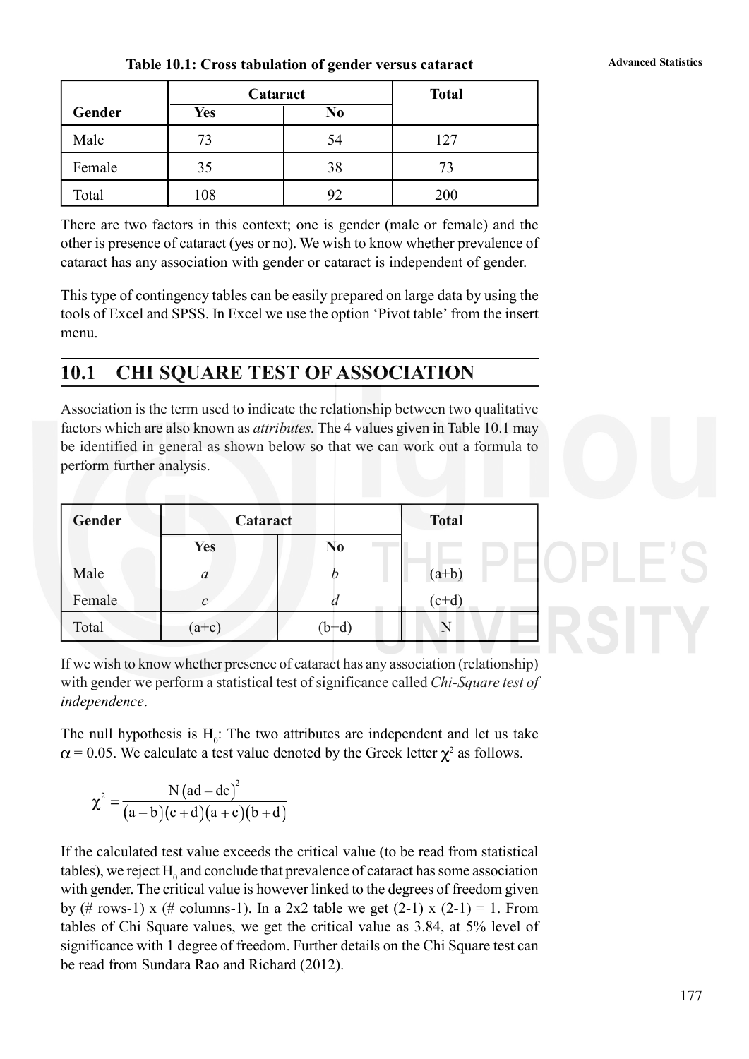**Table 10.1: Cross tabulation of gender versus cataract**

| Gender | Cataract | | Total |
|---|---|---|---|
| | Yes | No | |
| Male | 73 | 54 | 127 |
| Female | 35 | 38 | 73 |
| Total | 108 | 92 | 200 |

There are two factors in this context; one is gender (male or female) and the other is presence of cataract (yes or no). We wish to know whether prevalence of cataract has any association with gender or cataract is independent of gender.

This type of contingency tables can be easily prepared on large data by using the tools of Excel and SPSS. In Excel we use the option 'Pivot table' from the insert menu.

## 10.1 CHI SQUARE TEST OF ASSOCIATION

Association is the term used to indicate the relationship between two qualitative factors which are also known as *attributes.* The 4 values given in Table 10.1 may be identified in general as shown below so that we can work out a formula to perform further analysis.

| Gender | Cataract | | Total |
|---|---|---|---|
| | Yes | No | |
| Male | *a* | *b* | (a+b) |
| Female | *c* | *d* | (c+d) |
| Total | (a+c) | (b+d) | N |

If we wish to know whether presence of cataract has any association (relationship) with gender we perform a statistical test of significance called *Chi-Square test of independence*.

The null hypothesis is $H_0$: The two attributes are independent and let us take $\alpha = 0.05$. We calculate a test value denoted by the Greek letter $\chi^2$ as follows.

$$\chi^2 = \frac{N(ad - dc)^2}{(a+b)(c+d)(a+c)(b+d)}$$

If the calculated test value exceeds the critical value (to be read from statistical tables), we reject $H_0$ and conclude that prevalence of cataract has some association with gender. The critical value is however linked to the degrees of freedom given by (# rows-1) x (# columns-1). In a 2x2 table we get (2-1) x (2-1) = 1. From tables of Chi Square values, we get the critical value as 3.84, at 5% level of significance with 1 degree of freedom. Further details on the Chi Square test can be read from Sundara Rao and Richard (2012).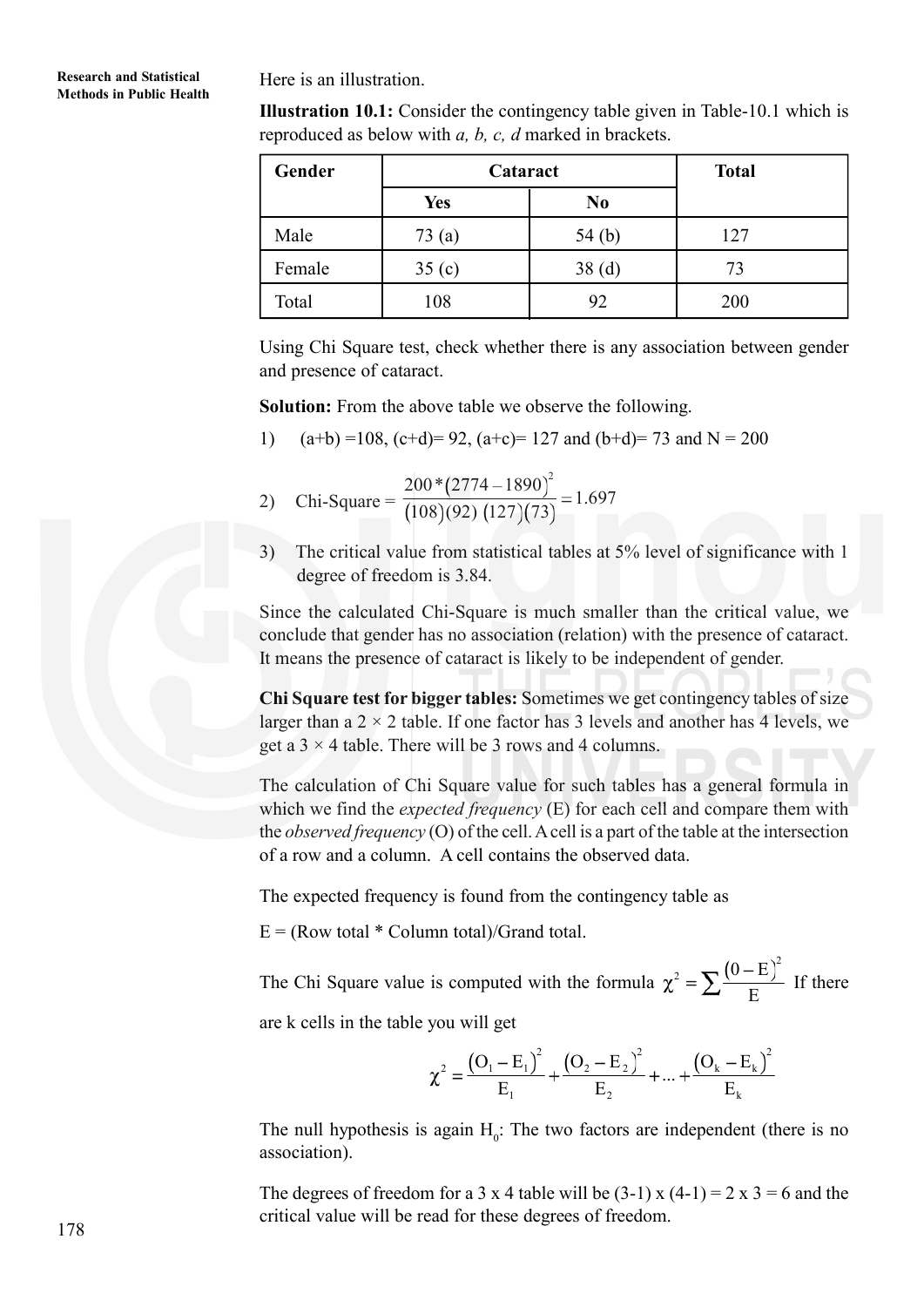Here is an illustration.

**Illustration 10.1:** Consider the contingency table given in Table-10.1 which is reproduced as below with *a, b, c, d* marked in brackets.

| Gender | Cataract | | Total |
|---|---|---|---|
| | Yes | No | |
| Male | 73 (a) | 54 (b) | 127 |
| Female | 35 (c) | 38 (d) | 73 |
| Total | 108 | 92 | 200 |

Using Chi Square test, check whether there is any association between gender and presence of cataract.

**Solution:** From the above table we observe the following.

1) (a+b) =108, (c+d)= 92, (a+c)= 127 and (b+d)= 73 and N = 200

2) Chi-Square = $\frac{200*(2774-1890)^2}{(108)(92)\,(127)(73)} = 1.697$

3) The critical value from statistical tables at 5% level of significance with 1 degree of freedom is 3.84.

Since the calculated Chi-Square is much smaller than the critical value, we conclude that gender has no association (relation) with the presence of cataract. It means the presence of cataract is likely to be independent of gender.

**Chi Square test for bigger tables:** Sometimes we get contingency tables of size larger than a 2 × 2 table. If one factor has 3 levels and another has 4 levels, we get a 3 × 4 table. There will be 3 rows and 4 columns.

The calculation of Chi Square value for such tables has a general formula in which we find the *expected frequency* (E) for each cell and compare them with the *observed frequency* (O) of the cell. A cell is a part of the table at the intersection of a row and a column. A cell contains the observed data.

The expected frequency is found from the contingency table as

E = (Row total * Column total)/Grand total.

The Chi Square value is computed with the formula $\chi^2 = \sum \frac{(0-E)^2}{E}$ If there are k cells in the table you will get

$$\chi^2 = \frac{(O_1 - E_1)^2}{E_1} + \frac{(O_2 - E_2)^2}{E_2} + ... + \frac{(O_k - E_k)^2}{E_k}$$

The null hypothesis is again $H_0$: The two factors are independent (there is no association).

The degrees of freedom for a 3 x 4 table will be (3-1) x (4-1) = 2 x 3 = 6 and the critical value will be read for these degrees of freedom.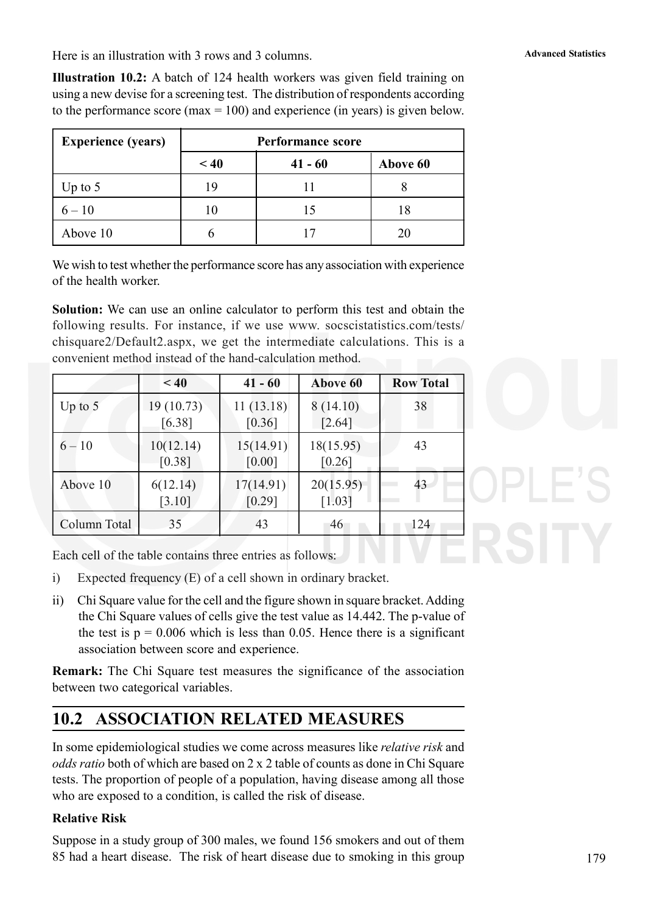Here is an illustration with 3 rows and 3 columns.

**Illustration 10.2:** A batch of 124 health workers was given field training on using a new devise for a screening test. The distribution of respondents according to the performance score (max = 100) and experience (in years) is given below.

| Experience (years) | Performance score | | |
|---|---|---|---|
| | < 40 | 41 - 60 | Above 60 |
| Up to 5 | 19 | 11 | 8 |
| 6 – 10 | 10 | 15 | 18 |
| Above 10 | 6 | 17 | 20 |

We wish to test whether the performance score has any association with experience of the health worker.

**Solution:** We can use an online calculator to perform this test and obtain the following results. For instance, if we use www. socscistatistics.com/tests/ chisquare2/Default2.aspx, we get the intermediate calculations. This is a convenient method instead of the hand-calculation method.

| | < 40 | 41 - 60 | Above 60 | Row Total |
|---|---|---|---|---|
| Up to 5 | 19 (10.73) [6.38] | 11 (13.18) [0.36] | 8 (14.10) [2.64] | 38 |
| 6 – 10 | 10(12.14) [0.38] | 15(14.91) [0.00] | 18(15.95) [0.26] | 43 |
| Above 10 | 6(12.14) [3.10] | 17(14.91) [0.29] | 20(15.95) [1.03] | 43 |
| Column Total | 35 | 43 | 46 | 124 |

Each cell of the table contains three entries as follows:

i) Expected frequency (E) of a cell shown in ordinary bracket.

ii) Chi Square value for the cell and the figure shown in square bracket. Adding the Chi Square values of cells give the test value as 14.442. The p-value of the test is $p = 0.006$ which is less than 0.05. Hence there is a significant association between score and experience.

**Remark:** The Chi Square test measures the significance of the association between two categorical variables.

## 10.2 ASSOCIATION RELATED MEASURES

In some epidemiological studies we come across measures like *relative risk* and *odds ratio* both of which are based on 2 x 2 table of counts as done in Chi Square tests. The proportion of people of a population, having disease among all those who are exposed to a condition, is called the risk of disease.

### Relative Risk

Suppose in a study group of 300 males, we found 156 smokers and out of them 85 had a heart disease. The risk of heart disease due to smoking in this group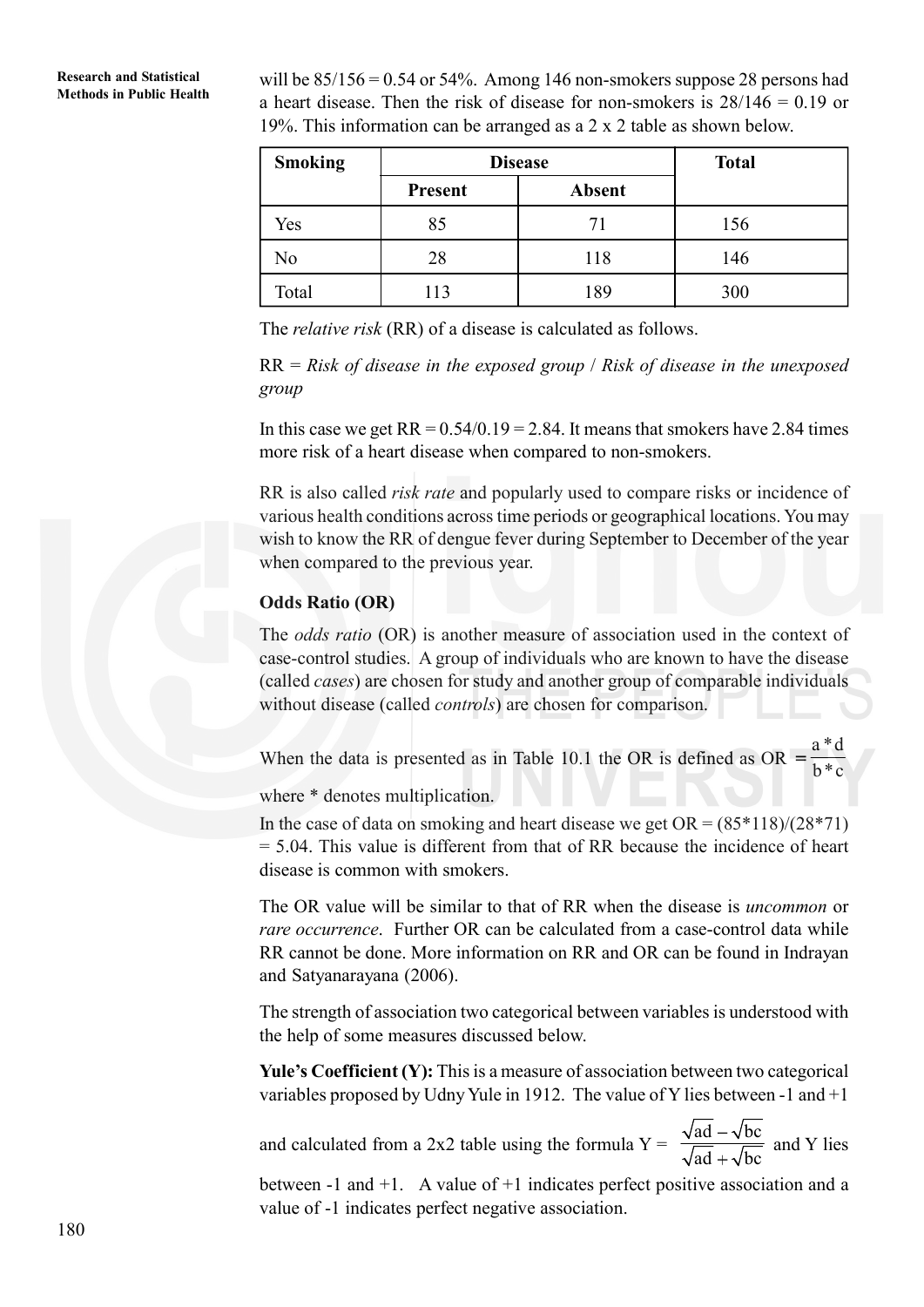will be 85/156 = 0.54 or 54%. Among 146 non-smokers suppose 28 persons had a heart disease. Then the risk of disease for non-smokers is 28/146 = 0.19 or 19%. This information can be arranged as a 2 x 2 table as shown below.

| Smoking | Disease | | Total |
|---|---|---|---|
| | Present | Absent | |
| Yes | 85 | 71 | 156 |
| No | 28 | 118 | 146 |
| Total | 113 | 189 | 300 |

The *relative risk* (RR) of a disease is calculated as follows.

RR = *Risk of disease in the exposed group* / *Risk of disease in the unexposed group*

In this case we get RR = 0.54/0.19 = 2.84. It means that smokers have 2.84 times more risk of a heart disease when compared to non-smokers.

RR is also called *risk rate* and popularly used to compare risks or incidence of various health conditions across time periods or geographical locations. You may wish to know the RR of dengue fever during September to December of the year when compared to the previous year.

**Odds Ratio (OR)**

The *odds ratio* (OR) is another measure of association used in the context of case-control studies. A group of individuals who are known to have the disease (called *cases*) are chosen for study and another group of comparable individuals without disease (called *controls*) are chosen for comparison.

When the data is presented as in Table 10.1 the OR is defined as $OR = \frac{a*d}{b*c}$

where * denotes multiplication.

In the case of data on smoking and heart disease we get OR = (85*118)/(28*71) = 5.04. This value is different from that of RR because the incidence of heart disease is common with smokers.

The OR value will be similar to that of RR when the disease is *uncommon* or *rare occurrence*. Further OR can be calculated from a case-control data while RR cannot be done. More information on RR and OR can be found in Indrayan and Satyanarayana (2006).

The strength of association two categorical between variables is understood with the help of some measures discussed below.

**Yule's Coefficient (Y):** This is a measure of association between two categorical variables proposed by Udny Yule in 1912. The value of Y lies between -1 and +1 and calculated from a 2x2 table using the formula $Y = \frac{\sqrt{ad} - \sqrt{bc}}{\sqrt{ad} + \sqrt{bc}}$ and Y lies between -1 and +1. A value of +1 indicates perfect positive association and a value of -1 indicates perfect negative association.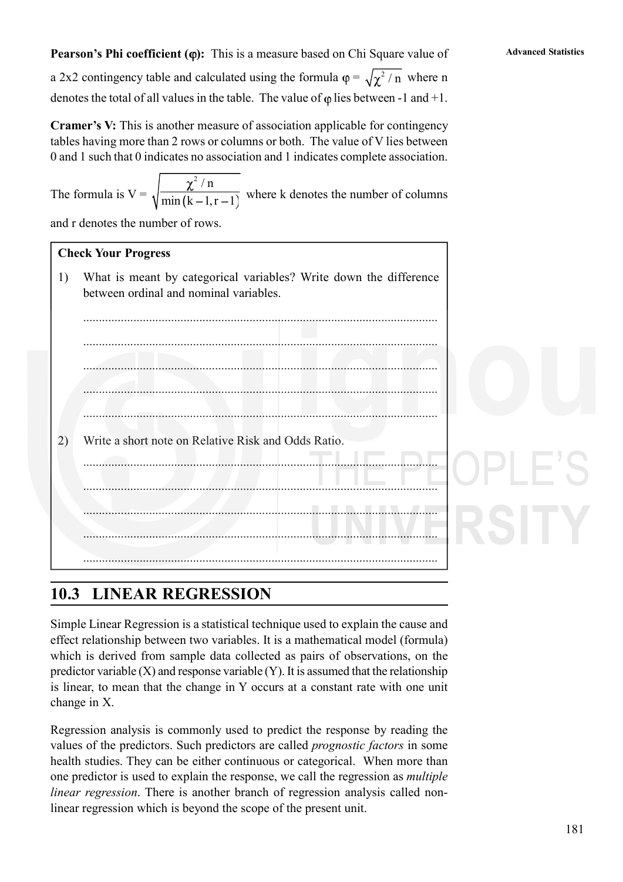**Pearson's Phi coefficient (φ):** This is a measure based on Chi Square value of a 2x2 contingency table and calculated using the formula $\varphi = \sqrt{\chi^2 / n}$ where n denotes the total of all values in the table. The value of φ lies between -1 and +1.

**Cramer's V:** This is another measure of association applicable for contingency tables having more than 2 rows or columns or both. The value of V lies between 0 and 1 such that 0 indicates no association and 1 indicates complete association.

The formula is $V = \sqrt{\dfrac{\chi^2 / n}{\min(k-1, r-1)}}$ where k denotes the number of columns and r denotes the number of rows.

**Check Your Progress**

1) What is meant by categorical variables? Write down the difference between ordinal and nominal variables.

...............................................................................................................

...............................................................................................................

...............................................................................................................

...............................................................................................................

...............................................................................................................

2) Write a short note on Relative Risk and Odds Ratio.

...............................................................................................................

...............................................................................................................

...............................................................................................................

...............................................................................................................

...............................................................................................................

## 10.3 LINEAR REGRESSION

Simple Linear Regression is a statistical technique used to explain the cause and effect relationship between two variables. It is a mathematical model (formula) which is derived from sample data collected as pairs of observations, on the predictor variable (X) and response variable (Y). It is assumed that the relationship is linear, to mean that the change in Y occurs at a constant rate with one unit change in X.

Regression analysis is commonly used to predict the response by reading the values of the predictors. Such predictors are called *prognostic factors* in some health studies. They can be either continuous or categorical. When more than one predictor is used to explain the response, we call the regression as *multiple linear regression*. There is another branch of regression analysis called non-linear regression which is beyond the scope of the present unit.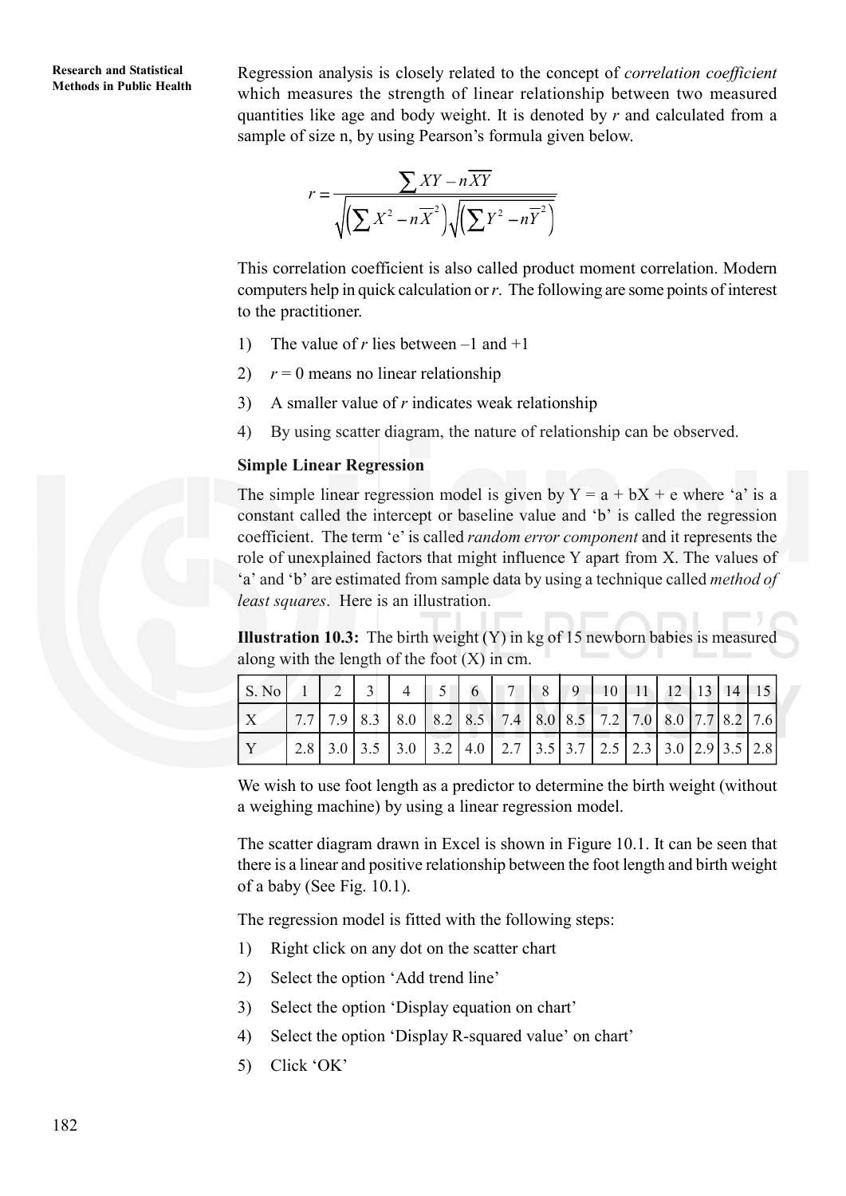Regression analysis is closely related to the concept of *correlation coefficient* which measures the strength of linear relationship between two measured quantities like age and body weight. It is denoted by $r$ and calculated from a sample of size n, by using Pearson's formula given below.

$$r = \frac{\sum XY - n\overline{XY}}{\sqrt{\left(\sum X^2 - n\overline{X}^2\right)}\sqrt{\left(\sum Y^2 - n\overline{Y}^2\right)}}$$

This correlation coefficient is also called product moment correlation. Modern computers help in quick calculation or $r$. The following are some points of interest to the practitioner.

1) The value of $r$ lies between –1 and +1
2) $r = 0$ means no linear relationship
3) A smaller value of $r$ indicates weak relationship
4) By using scatter diagram, the nature of relationship can be observed.

**Simple Linear Regression**

The simple linear regression model is given by Y = a + bX + e where 'a' is a constant called the intercept or baseline value and 'b' is called the regression coefficient. The term 'e' is called *random error component* and it represents the role of unexplained factors that might influence Y apart from X. The values of 'a' and 'b' are estimated from sample data by using a technique called *method of least squares*. Here is an illustration.

**Illustration 10.3:** The birth weight (Y) in kg of 15 newborn babies is measured along with the length of the foot (X) in cm.

| S. No | 1 | 2 | 3 | 4 | 5 | 6 | 7 | 8 | 9 | 10 | 11 | 12 | 13 | 14 | 15 |
|---|---|---|---|---|---|---|---|---|---|---|---|---|---|---|---|
| X | 7.7 | 7.9 | 8.3 | 8.0 | 8.2 | 8.5 | 7.4 | 8.0 | 8.5 | 7.2 | 7.0 | 8.0 | 7.7 | 8.2 | 7.6 |
| Y | 2.8 | 3.0 | 3.5 | 3.0 | 3.2 | 4.0 | 2.7 | 3.5 | 3.7 | 2.5 | 2.3 | 3.0 | 2.9 | 3.5 | 2.8 |

We wish to use foot length as a predictor to determine the birth weight (without a weighing machine) by using a linear regression model.

The scatter diagram drawn in Excel is shown in Figure 10.1. It can be seen that there is a linear and positive relationship between the foot length and birth weight of a baby (See Fig. 10.1).

The regression model is fitted with the following steps:

1) Right click on any dot on the scatter chart
2) Select the option 'Add trend line'
3) Select the option 'Display equation on chart'
4) Select the option 'Display R-squared value' on chart'
5) Click 'OK'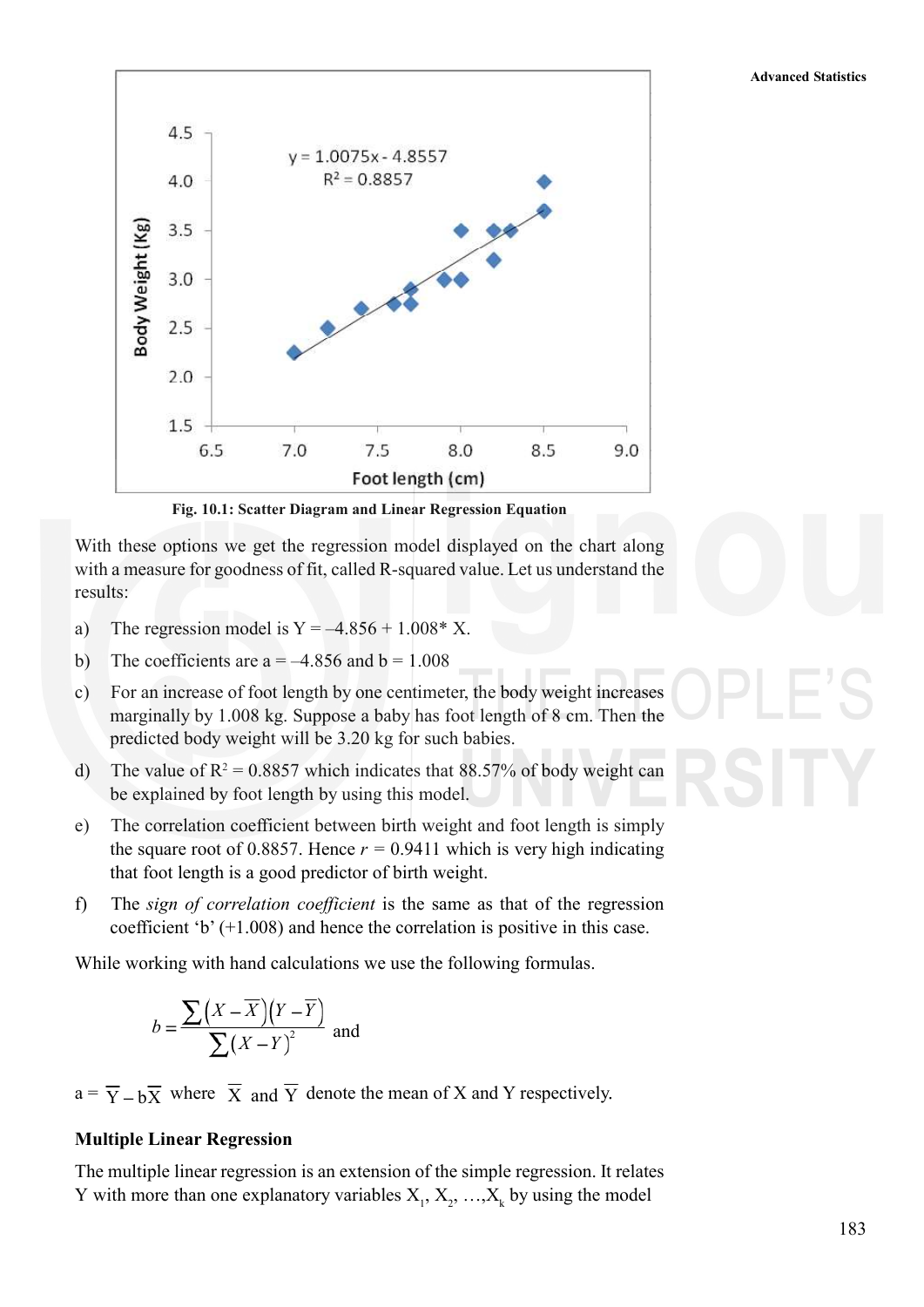Fig. 10.1: Scatter Diagram and Linear Regression Equation

With these options we get the regression model displayed on the chart along with a measure for goodness of fit, called R-squared value. Let us understand the results:

a) The regression model is Y = –4.856 + 1.008* X.

b) The coefficients are a = –4.856 and b = 1.008

c) For an increase of foot length by one centimeter, the body weight increases marginally by 1.008 kg. Suppose a baby has foot length of 8 cm. Then the predicted body weight will be 3.20 kg for such babies.

d) The value of $R^2 = 0.8857$ which indicates that 88.57% of body weight can be explained by foot length by using this model.

e) The correlation coefficient between birth weight and foot length is simply the square root of 0.8857. Hence $r = 0.9411$ which is very high indicating that foot length is a good predictor of birth weight.

f) The *sign of correlation coefficient* is the same as that of the regression coefficient 'b' (+1.008) and hence the correlation is positive in this case.

While working with hand calculations we use the following formulas.

$$b = \frac{\sum\left(X - \overline{X}\right)\left(Y - \overline{Y}\right)}{\sum\left(X - Y\right)^2} \quad \text{and}$$

a = $\overline{Y} - b\overline{X}$ where $\overline{X}$ and $\overline{Y}$ denote the mean of X and Y respectively.

**Multiple Linear Regression**

The multiple linear regression is an extension of the simple regression. It relates Y with more than one explanatory variables $X_1, X_2, \ldots, X_k$ by using the model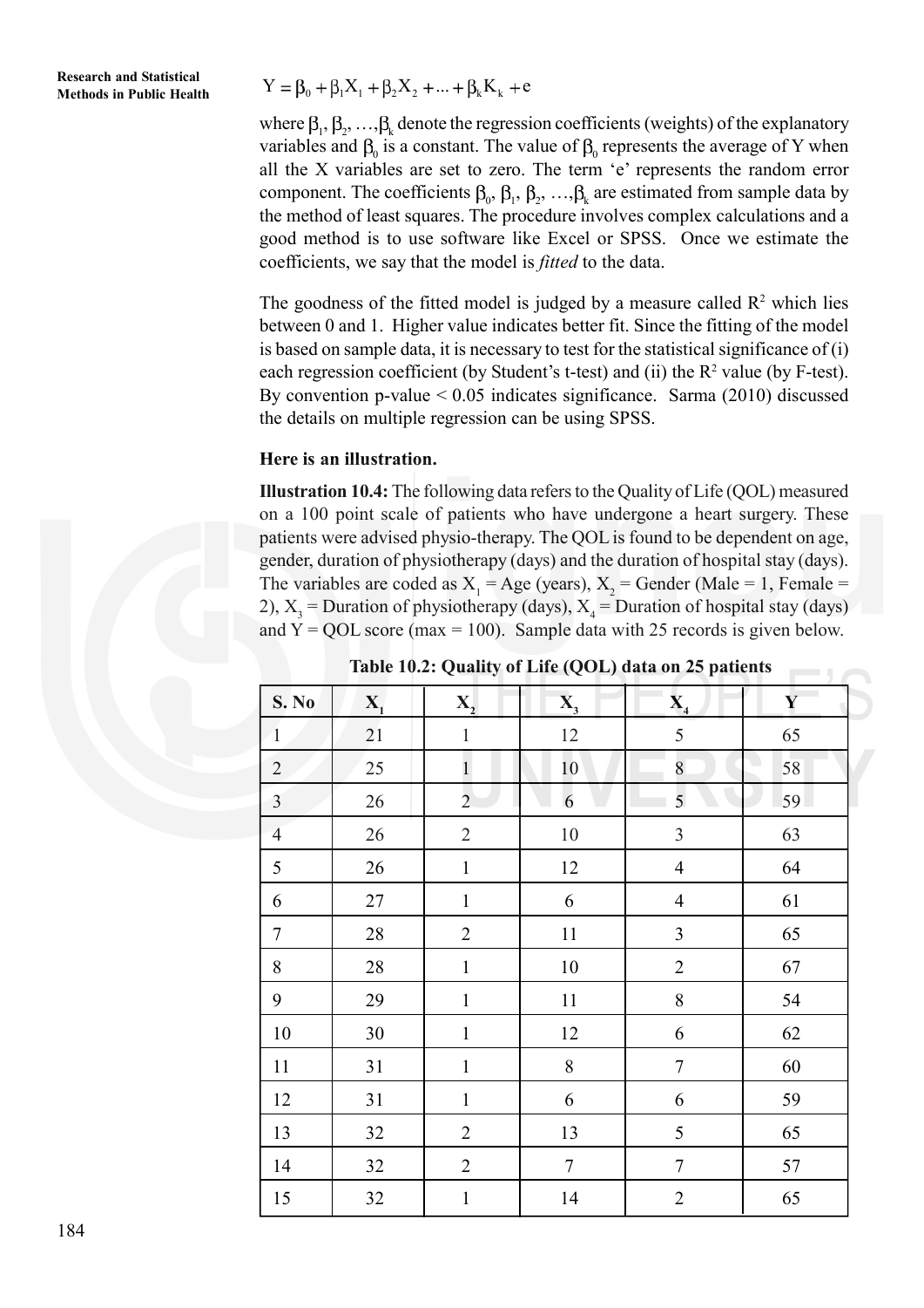$$Y = \beta_0 + \beta_1 X_1 + \beta_2 X_2 + ... + \beta_k K_k + e$$

where $\beta_1, \beta_2, ..., \beta_k$ denote the regression coefficients (weights) of the explanatory variables and $\beta_0$ is a constant. The value of $\beta_0$ represents the average of Y when all the X variables are set to zero. The term 'e' represents the random error component. The coefficients $\beta_0, \beta_1, \beta_2, ..., \beta_k$ are estimated from sample data by the method of least squares. The procedure involves complex calculations and a good method is to use software like Excel or SPSS. Once we estimate the coefficients, we say that the model is *fitted* to the data.

The goodness of the fitted model is judged by a measure called $R^2$ which lies between 0 and 1. Higher value indicates better fit. Since the fitting of the model is based on sample data, it is necessary to test for the statistical significance of (i) each regression coefficient (by Student's t-test) and (ii) the $R^2$ value (by F-test). By convention p-value < 0.05 indicates significance. Sarma (2010) discussed the details on multiple regression can be using SPSS.

**Here is an illustration.**

**Illustration 10.4:** The following data refers to the Quality of Life (QOL) measured on a 100 point scale of patients who have undergone a heart surgery. These patients were advised physio-therapy. The QOL is found to be dependent on age, gender, duration of physiotherapy (days) and the duration of hospital stay (days). The variables are coded as $X_1$ = Age (years), $X_2$ = Gender (Male = 1, Female = 2), $X_3$ = Duration of physiotherapy (days), $X_4$ = Duration of hospital stay (days) and Y = QOL score (max = 100). Sample data with 25 records is given below.

**Table 10.2: Quality of Life (QOL) data on 25 patients**

| S. No | $X_1$ | $X_2$ | $X_3$ | $X_4$ | Y |
|---|---|---|---|---|---|
| 1 | 21 | 1 | 12 | 5 | 65 |
| 2 | 25 | 1 | 10 | 8 | 58 |
| 3 | 26 | 2 | 6 | 5 | 59 |
| 4 | 26 | 2 | 10 | 3 | 63 |
| 5 | 26 | 1 | 12 | 4 | 64 |
| 6 | 27 | 1 | 6 | 4 | 61 |
| 7 | 28 | 2 | 11 | 3 | 65 |
| 8 | 28 | 1 | 10 | 2 | 67 |
| 9 | 29 | 1 | 11 | 8 | 54 |
| 10 | 30 | 1 | 12 | 6 | 62 |
| 11 | 31 | 1 | 8 | 7 | 60 |
| 12 | 31 | 1 | 6 | 6 | 59 |
| 13 | 32 | 2 | 13 | 5 | 65 |
| 14 | 32 | 2 | 7 | 7 | 57 |
| 15 | 32 | 1 | 14 | 2 | 65 |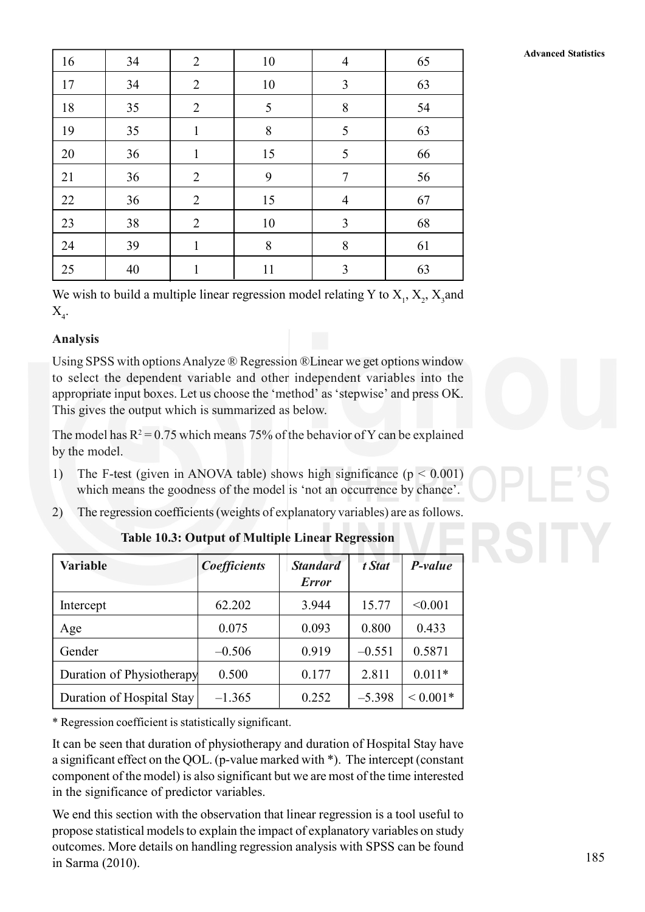| 16 | 34 | 2 | 10 | 4 | 65 |
|---|---|---|---|---|---|
| 17 | 34 | 2 | 10 | 3 | 63 |
| 18 | 35 | 2 | 5 | 8 | 54 |
| 19 | 35 | 1 | 8 | 5 | 63 |
| 20 | 36 | 1 | 15 | 5 | 66 |
| 21 | 36 | 2 | 9 | 7 | 56 |
| 22 | 36 | 2 | 15 | 4 | 67 |
| 23 | 38 | 2 | 10 | 3 | 68 |
| 24 | 39 | 1 | 8 | 8 | 61 |
| 25 | 40 | 1 | 11 | 3 | 63 |

We wish to build a multiple linear regression model relating Y to $X_1$, $X_2$, $X_3$ and $X_4$.

**Analysis**

Using SPSS with options Analyze ® Regression ®Linear we get options window to select the dependent variable and other independent variables into the appropriate input boxes. Let us choose the 'method' as 'stepwise' and press OK. This gives the output which is summarized as below.

The model has $R^2 = 0.75$ which means 75% of the behavior of Y can be explained by the model.

1) The F-test (given in ANOVA table) shows high significance ($p < 0.001$) which means the goodness of the model is 'not an occurrence by chance'.

2) The regression coefficients (weights of explanatory variables) are as follows.

**Table 10.3: Output of Multiple Linear Regression**

| **Variable** | ***Coefficients*** | ***Standard Error*** | ***t Stat*** | ***P-value*** |
|---|---|---|---|---|
| Intercept | 62.202 | 3.944 | 15.77 | <0.001 |
| Age | 0.075 | 0.093 | 0.800 | 0.433 |
| Gender | –0.506 | 0.919 | –0.551 | 0.5871 |
| Duration of Physiotherapy | 0.500 | 0.177 | 2.811 | 0.011* |
| Duration of Hospital Stay | –1.365 | 0.252 | –5.398 | < 0.001* |

* Regression coefficient is statistically significant.

It can be seen that duration of physiotherapy and duration of Hospital Stay have a significant effect on the QOL. (p-value marked with *). The intercept (constant component of the model) is also significant but we are most of the time interested in the significance of predictor variables.

We end this section with the observation that linear regression is a tool useful to propose statistical models to explain the impact of explanatory variables on study outcomes. More details on handling regression analysis with SPSS can be found in Sarma (2010).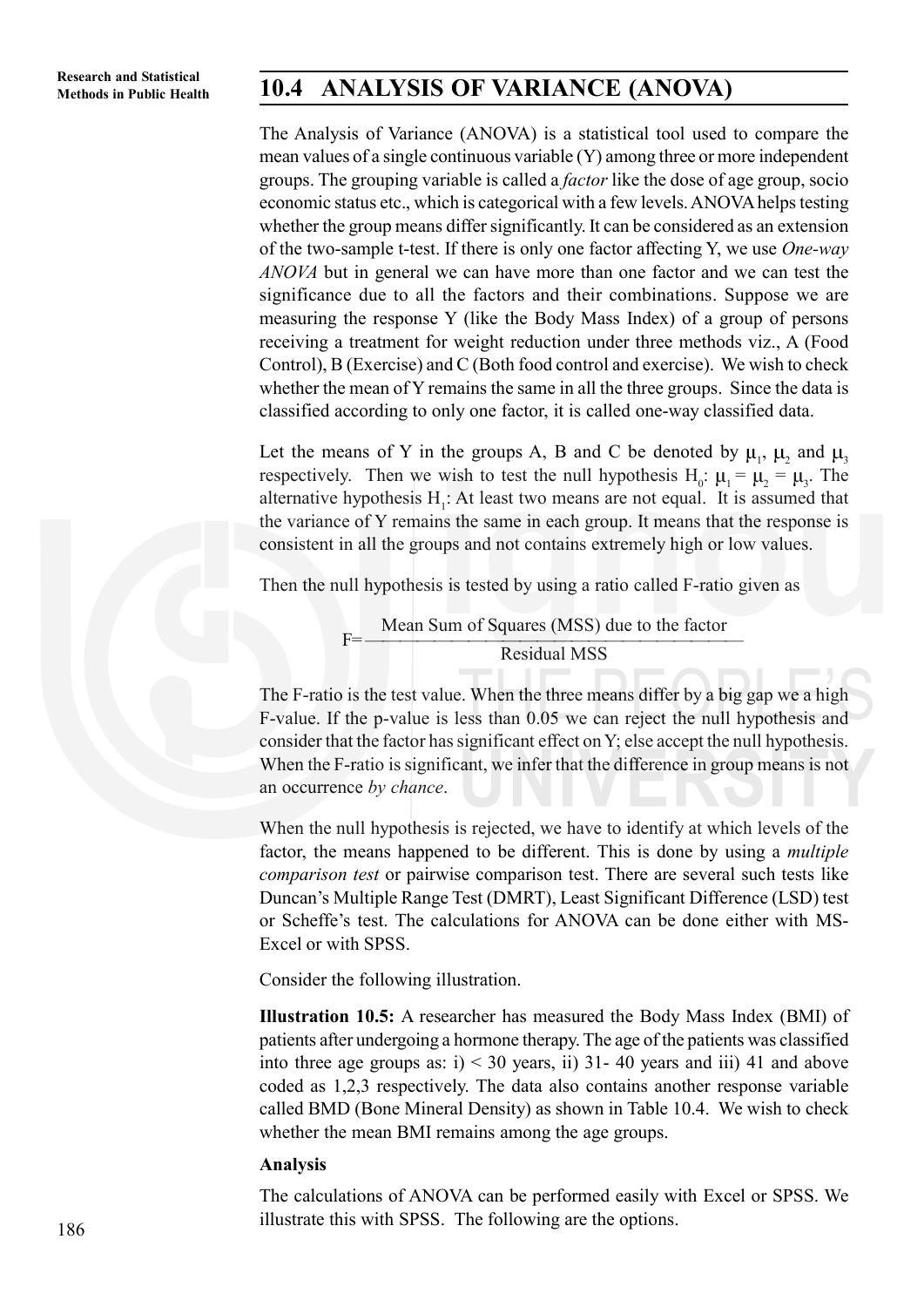## 10.4 ANALYSIS OF VARIANCE (ANOVA)

The Analysis of Variance (ANOVA) is a statistical tool used to compare the mean values of a single continuous variable (Y) among three or more independent groups. The grouping variable is called a *factor* like the dose of age group, socio economic status etc., which is categorical with a few levels. ANOVA helps testing whether the group means differ significantly. It can be considered as an extension of the two-sample t-test. If there is only one factor affecting Y, we use *One-way ANOVA* but in general we can have more than one factor and we can test the significance due to all the factors and their combinations. Suppose we are measuring the response Y (like the Body Mass Index) of a group of persons receiving a treatment for weight reduction under three methods viz., A (Food Control), B (Exercise) and C (Both food control and exercise). We wish to check whether the mean of Y remains the same in all the three groups. Since the data is classified according to only one factor, it is called one-way classified data.

Let the means of Y in the groups A, B and C be denoted by $\mu_1$, $\mu_2$ and $\mu_3$ respectively. Then we wish to test the null hypothesis $H_0$: $\mu_1 = \mu_2 = \mu_3$. The alternative hypothesis $H_1$: At least two means are not equal. It is assumed that the variance of Y remains the same in each group. It means that the response is consistent in all the groups and not contains extremely high or low values.

Then the null hypothesis is tested by using a ratio called F-ratio given as

$$F = \frac{\text{Mean Sum of Squares (MSS) due to the factor}}{\text{Residual MSS}}$$

The F-ratio is the test value. When the three means differ by a big gap we a high F-value. If the p-value is less than 0.05 we can reject the null hypothesis and consider that the factor has significant effect on Y; else accept the null hypothesis. When the F-ratio is significant, we infer that the difference in group means is not an occurrence *by chance*.

When the null hypothesis is rejected, we have to identify at which levels of the factor, the means happened to be different. This is done by using a *multiple comparison test* or pairwise comparison test. There are several such tests like Duncan's Multiple Range Test (DMRT), Least Significant Difference (LSD) test or Scheffe's test. The calculations for ANOVA can be done either with MS-Excel or with SPSS.

Consider the following illustration.

**Illustration 10.5:** A researcher has measured the Body Mass Index (BMI) of patients after undergoing a hormone therapy. The age of the patients was classified into three age groups as: i) < 30 years, ii) 31- 40 years and iii) 41 and above coded as 1,2,3 respectively. The data also contains another response variable called BMD (Bone Mineral Density) as shown in Table 10.4. We wish to check whether the mean BMI remains among the age groups.

**Analysis**

The calculations of ANOVA can be performed easily with Excel or SPSS. We illustrate this with SPSS. The following are the options.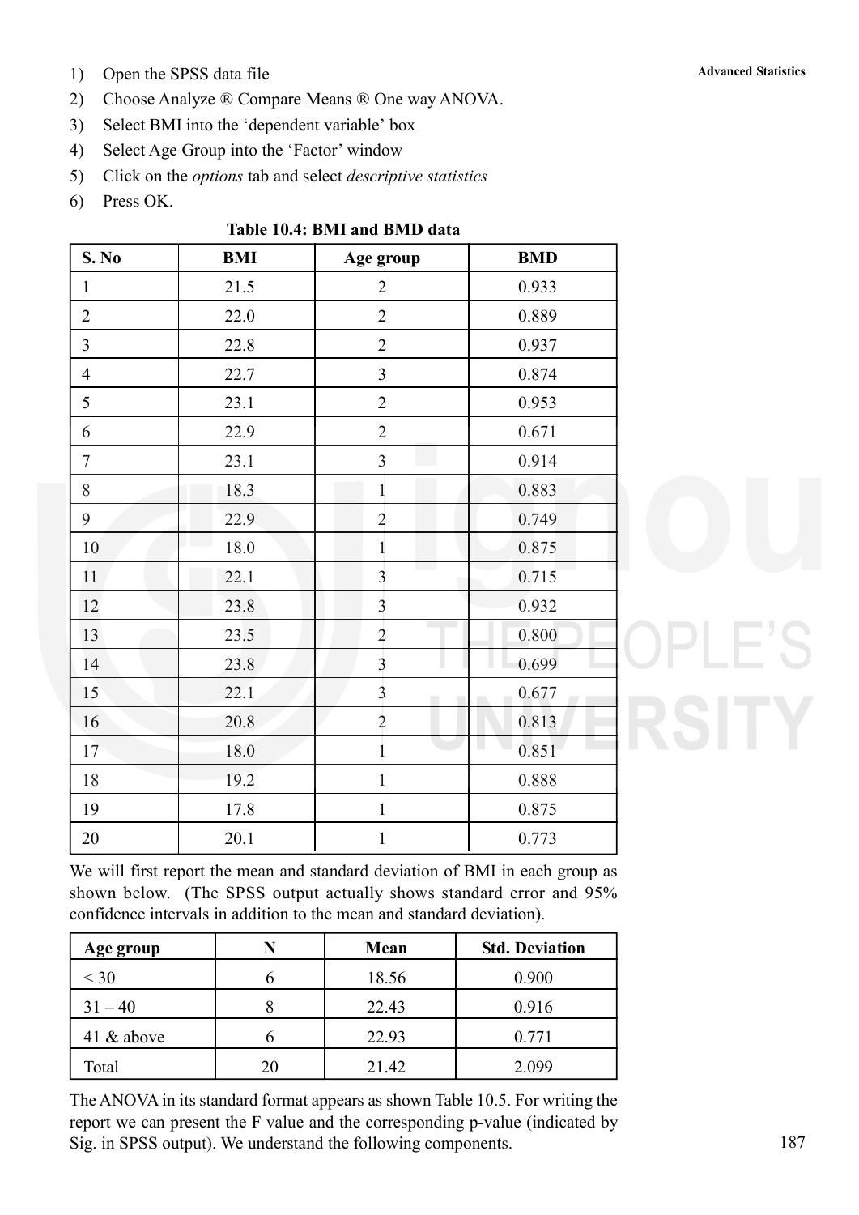1) Open the SPSS data file
2) Choose Analyze ® Compare Means ® One way ANOVA.
3) Select BMI into the 'dependent variable' box
4) Select Age Group into the 'Factor' window
5) Click on the *options* tab and select *descriptive statistics*
6) Press OK.

**Table 10.4: BMI and BMD data**

| S. No | BMI | Age group | BMD |
|---|---|---|---|
| 1 | 21.5 | 2 | 0.933 |
| 2 | 22.0 | 2 | 0.889 |
| 3 | 22.8 | 2 | 0.937 |
| 4 | 22.7 | 3 | 0.874 |
| 5 | 23.1 | 2 | 0.953 |
| 6 | 22.9 | 2 | 0.671 |
| 7 | 23.1 | 3 | 0.914 |
| 8 | 18.3 | 1 | 0.883 |
| 9 | 22.9 | 2 | 0.749 |
| 10 | 18.0 | 1 | 0.875 |
| 11 | 22.1 | 3 | 0.715 |
| 12 | 23.8 | 3 | 0.932 |
| 13 | 23.5 | 2 | 0.800 |
| 14 | 23.8 | 3 | 0.699 |
| 15 | 22.1 | 3 | 0.677 |
| 16 | 20.8 | 2 | 0.813 |
| 17 | 18.0 | 1 | 0.851 |
| 18 | 19.2 | 1 | 0.888 |
| 19 | 17.8 | 1 | 0.875 |
| 20 | 20.1 | 1 | 0.773 |

We will first report the mean and standard deviation of BMI in each group as shown below. (The SPSS output actually shows standard error and 95% confidence intervals in addition to the mean and standard deviation).

| Age group | N | Mean | Std. Deviation |
|---|---|---|---|
| < 30 | 6 | 18.56 | 0.900 |
| 31 – 40 | 8 | 22.43 | 0.916 |
| 41 & above | 6 | 22.93 | 0.771 |
| Total | 20 | 21.42 | 2.099 |

The ANOVA in its standard format appears as shown Table 10.5. For writing the report we can present the F value and the corresponding p-value (indicated by Sig. in SPSS output). We understand the following components.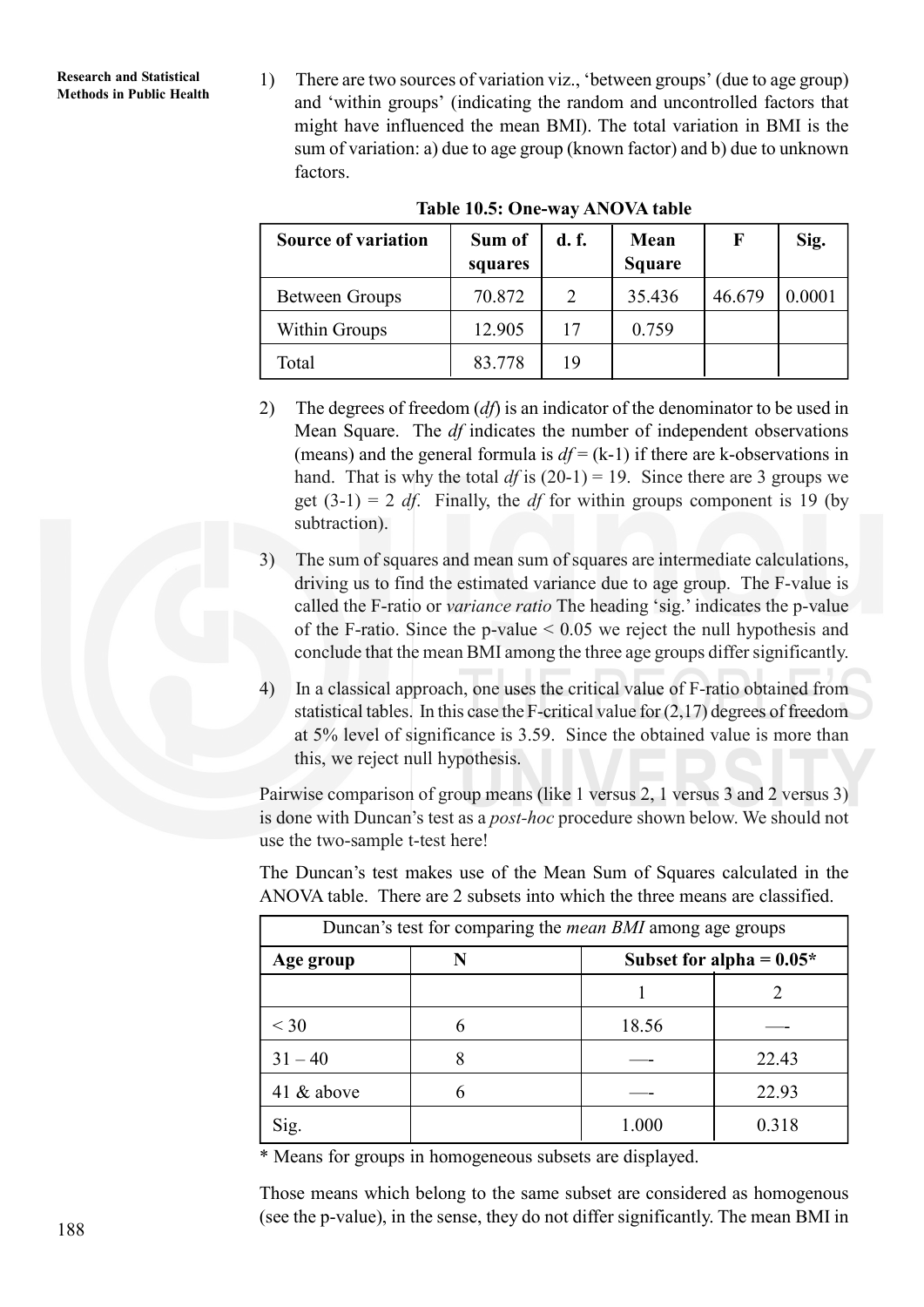1) There are two sources of variation viz., 'between groups' (due to age group) and 'within groups' (indicating the random and uncontrolled factors that might have influenced the mean BMI). The total variation in BMI is the sum of variation: a) due to age group (known factor) and b) due to unknown factors.

**Table 10.5: One-way ANOVA table**

| Source of variation | Sum of squares | d. f. | Mean Square | F | Sig. |
|---|---|---|---|---|---|
| Between Groups | 70.872 | 2 | 35.436 | 46.679 | 0.0001 |
| Within Groups | 12.905 | 17 | 0.759 | | |
| Total | 83.778 | 19 | | | |

2) The degrees of freedom (*df*) is an indicator of the denominator to be used in Mean Square. The *df* indicates the number of independent observations (means) and the general formula is $df = (k-1)$ if there are k-observations in hand. That is why the total *df* is $(20-1) = 19$. Since there are 3 groups we get $(3-1) = 2$ *df*. Finally, the *df* for within groups component is 19 (by subtraction).

3) The sum of squares and mean sum of squares are intermediate calculations, driving us to find the estimated variance due to age group. The F-value is called the F-ratio or *variance ratio* The heading 'sig.' indicates the p-value of the F-ratio. Since the p-value $< 0.05$ we reject the null hypothesis and conclude that the mean BMI among the three age groups differ significantly.

4) In a classical approach, one uses the critical value of F-ratio obtained from statistical tables. In this case the F-critical value for (2,17) degrees of freedom at 5% level of significance is 3.59. Since the obtained value is more than this, we reject null hypothesis.

Pairwise comparison of group means (like 1 versus 2, 1 versus 3 and 2 versus 3) is done with Duncan's test as a *post-hoc* procedure shown below. We should not use the two-sample t-test here!

The Duncan's test makes use of the Mean Sum of Squares calculated in the ANOVA table. There are 2 subsets into which the three means are classified.

Duncan's test for comparing the *mean BMI* among age groups

| Age group | N | Subset for alpha = 0.05* | |
|---|---|---|---|
| | | 1 | 2 |
| < 30 | 6 | 18.56 | —- |
| 31 – 40 | 8 | —- | 22.43 |
| 41 & above | 6 | —- | 22.93 |
| Sig. | | 1.000 | 0.318 |

\* Means for groups in homogeneous subsets are displayed.

Those means which belong to the same subset are considered as homogenous (see the p-value), in the sense, they do not differ significantly. The mean BMI in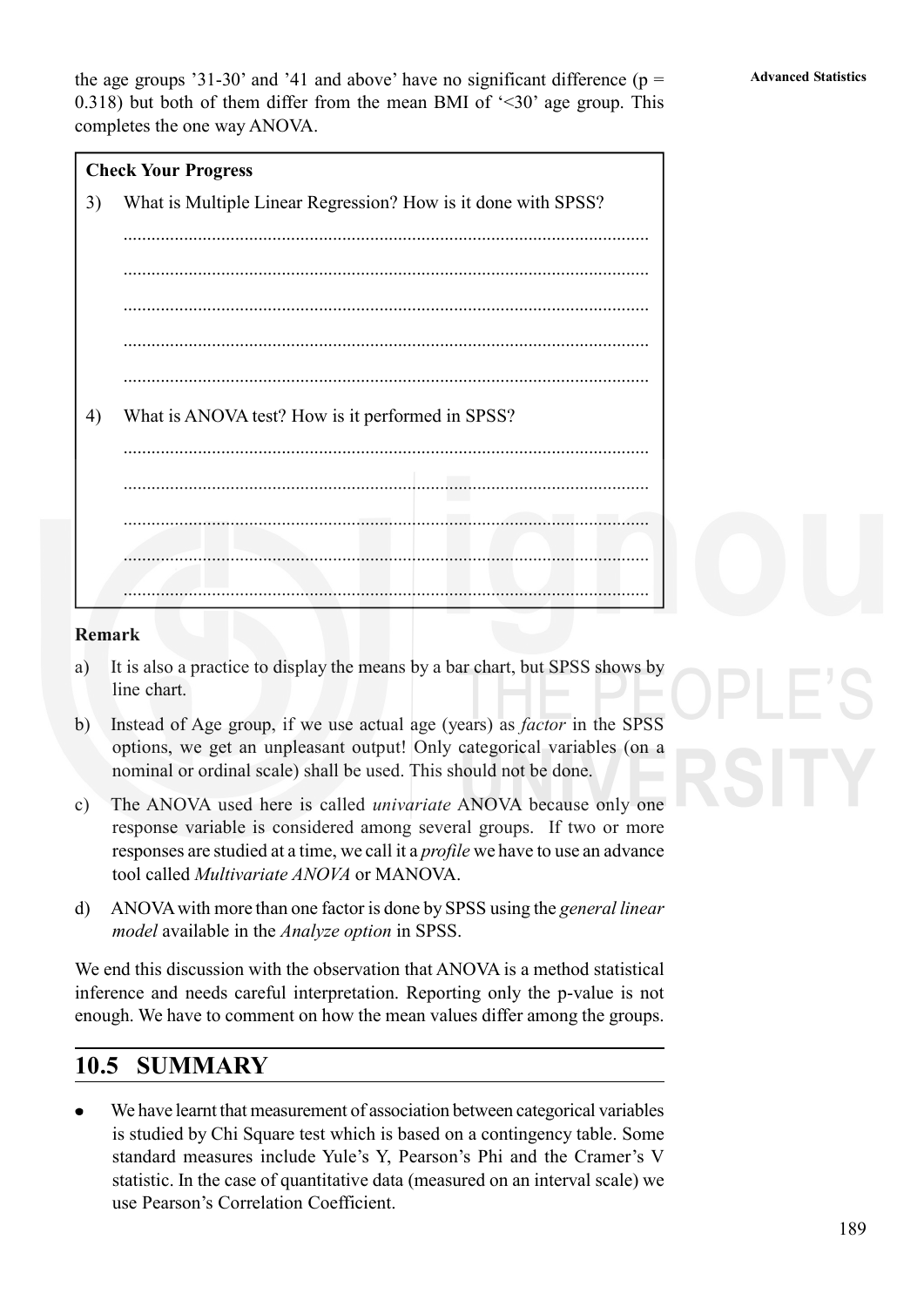the age groups '31-30' and '41 and above' have no significant difference ($p = 0.318$) but both of them differ from the mean BMI of '<30' age group. This completes the one way ANOVA.

**Check Your Progress**

3) What is Multiple Linear Regression? How is it done with SPSS?

..............................................................................................................

..............................................................................................................

..............................................................................................................

..............................................................................................................

..............................................................................................................

4) What is ANOVA test? How is it performed in SPSS?

..............................................................................................................

..............................................................................................................

..............................................................................................................

..............................................................................................................

..............................................................................................................

**Remark**

a) It is also a practice to display the means by a bar chart, but SPSS shows by line chart.

b) Instead of Age group, if we use actual age (years) as *factor* in the SPSS options, we get an unpleasant output! Only categorical variables (on a nominal or ordinal scale) shall be used. This should not be done.

c) The ANOVA used here is called *univariate* ANOVA because only one response variable is considered among several groups. If two or more responses are studied at a time, we call it a *profile* we have to use an advance tool called *Multivariate ANOVA* or MANOVA.

d) ANOVA with more than one factor is done by SPSS using the *general linear model* available in the *Analyze option* in SPSS.

We end this discussion with the observation that ANOVA is a method statistical inference and needs careful interpretation. Reporting only the p-value is not enough. We have to comment on how the mean values differ among the groups.

## 10.5 SUMMARY

- We have learnt that measurement of association between categorical variables is studied by Chi Square test which is based on a contingency table. Some standard measures include Yule's Y, Pearson's Phi and the Cramer's V statistic. In the case of quantitative data (measured on an interval scale) we use Pearson's Correlation Coefficient.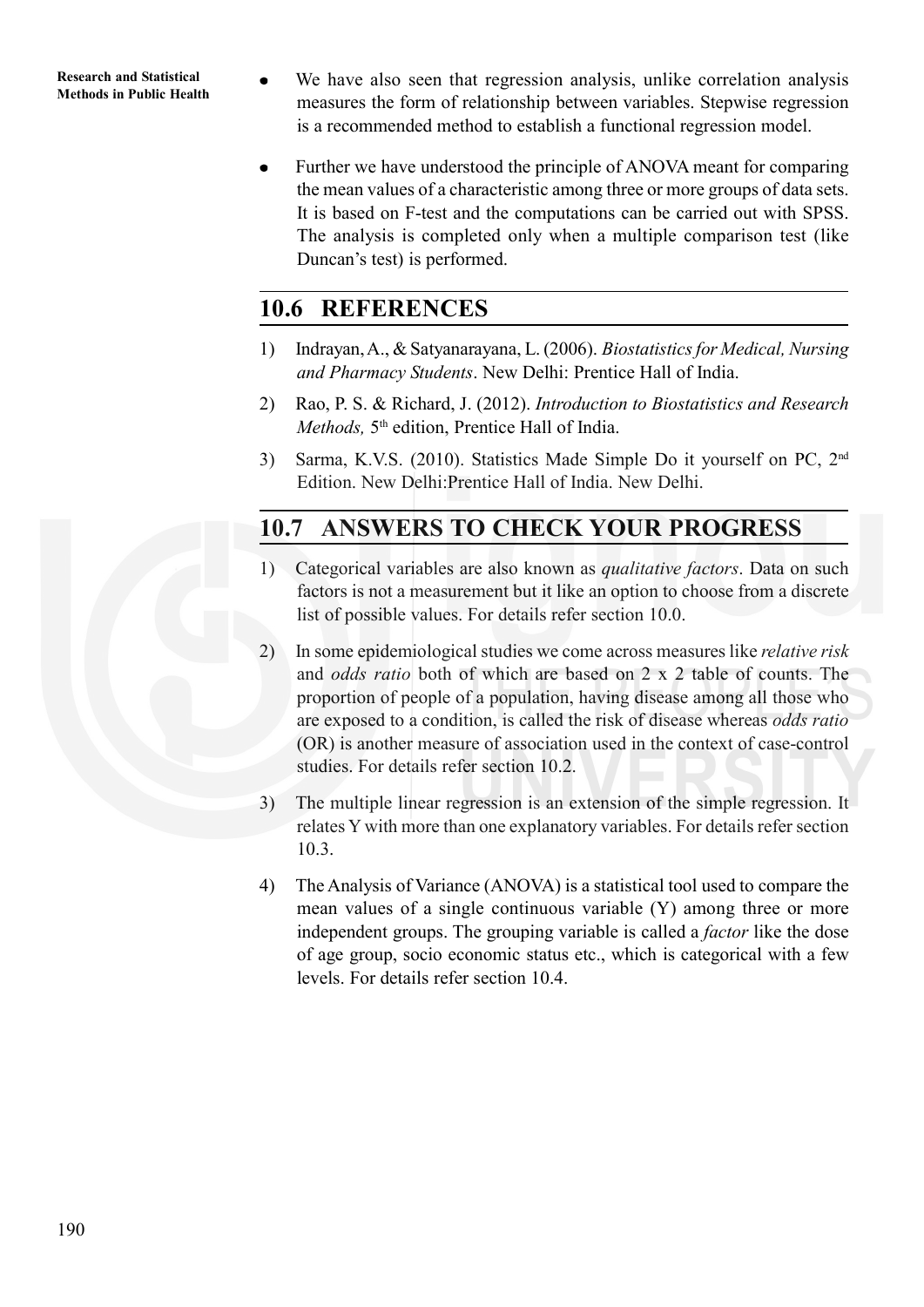- We have also seen that regression analysis, unlike correlation analysis measures the form of relationship between variables. Stepwise regression is a recommended method to establish a functional regression model.

- Further we have understood the principle of ANOVA meant for comparing the mean values of a characteristic among three or more groups of data sets. It is based on F-test and the computations can be carried out with SPSS. The analysis is completed only when a multiple comparison test (like Duncan's test) is performed.

## 10.6 REFERENCES

1) Indrayan, A., & Satyanarayana, L. (2006). *Biostatistics for Medical, Nursing and Pharmacy Students*. New Delhi: Prentice Hall of India.

2) Rao, P. S. & Richard, J. (2012). *Introduction to Biostatistics and Research Methods,* 5th edition, Prentice Hall of India.

3) Sarma, K.V.S. (2010). Statistics Made Simple Do it yourself on PC, 2nd Edition. New Delhi:Prentice Hall of India. New Delhi.

## 10.7 ANSWERS TO CHECK YOUR PROGRESS

1) Categorical variables are also known as *qualitative factors*. Data on such factors is not a measurement but it like an option to choose from a discrete list of possible values. For details refer section 10.0.

2) In some epidemiological studies we come across measures like *relative risk* and *odds ratio* both of which are based on 2 x 2 table of counts. The proportion of people of a population, having disease among all those who are exposed to a condition, is called the risk of disease whereas *odds ratio* (OR) is another measure of association used in the context of case-control studies. For details refer section 10.2.

3) The multiple linear regression is an extension of the simple regression. It relates Y with more than one explanatory variables. For details refer section 10.3.

4) The Analysis of Variance (ANOVA) is a statistical tool used to compare the mean values of a single continuous variable (Y) among three or more independent groups. The grouping variable is called a *factor* like the dose of age group, socio economic status etc., which is categorical with a few levels. For details refer section 10.4.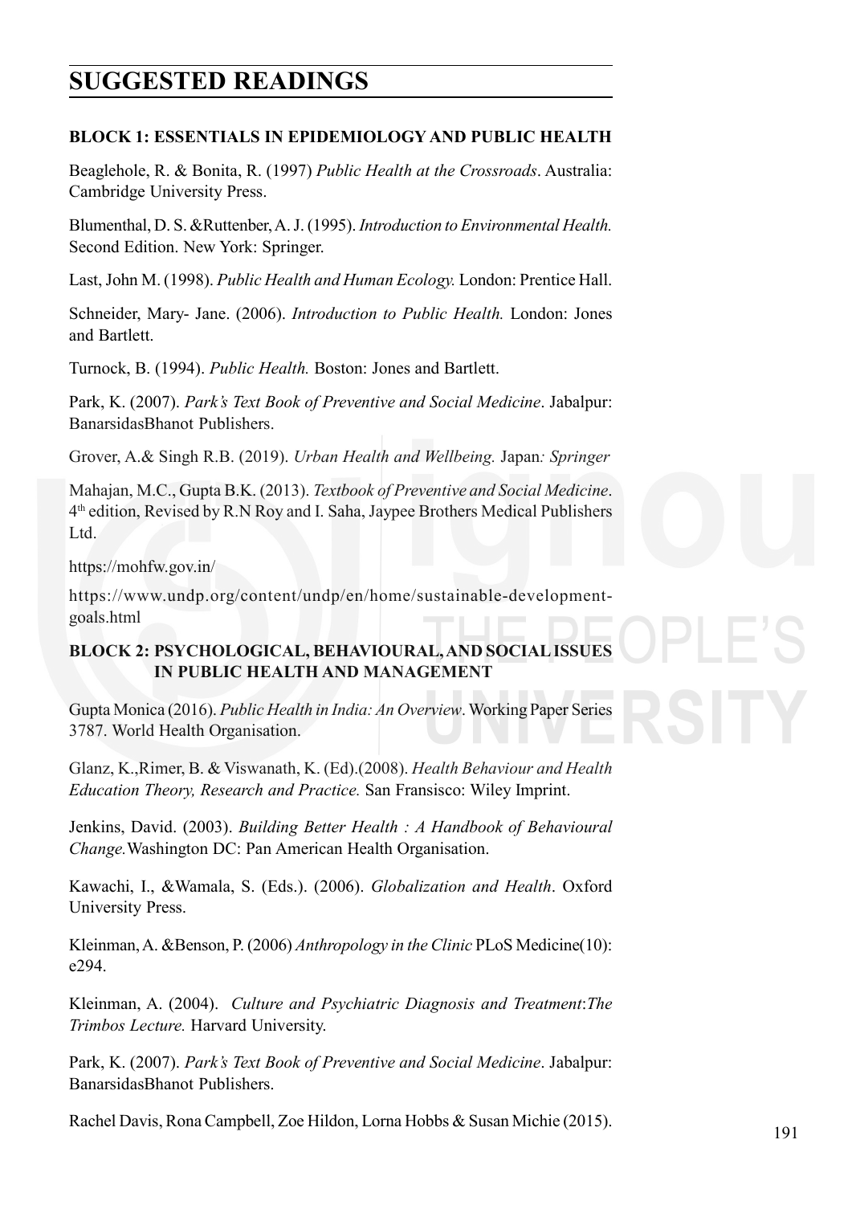# SUGGESTED READINGS

### BLOCK 1: ESSENTIALS IN EPIDEMIOLOGY AND PUBLIC HEALTH

Beaglehole, R. & Bonita, R. (1997) *Public Health at the Crossroads*. Australia: Cambridge University Press.

Blumenthal, D. S. &Ruttenber, A. J. (1995). *Introduction to Environmental Health.* Second Edition. New York: Springer.

Last, John M. (1998). *Public Health and Human Ecology.* London: Prentice Hall.

Schneider, Mary- Jane. (2006). *Introduction to Public Health.* London: Jones and Bartlett.

Turnock, B. (1994). *Public Health.* Boston: Jones and Bartlett.

Park, K. (2007). *Park's Text Book of Preventive and Social Medicine*. Jabalpur: BanarsidasBhanot Publishers.

Grover, A.& Singh R.B. (2019). *Urban Health and Wellbeing.* Japan*: Springer*

Mahajan, M.C., Gupta B.K. (2013). *Textbook of Preventive and Social Medicine*. 4th edition, Revised by R.N Roy and I. Saha, Jaypee Brothers Medical Publishers Ltd.

https://mohfw.gov.in/

https://www.undp.org/content/undp/en/home/sustainable-development-goals.html

### BLOCK 2: PSYCHOLOGICAL, BEHAVIOURAL, AND SOCIAL ISSUES IN PUBLIC HEALTH AND MANAGEMENT

Gupta Monica (2016). *Public Health in India: An Overview*. Working Paper Series 3787. World Health Organisation.

Glanz, K.,Rimer, B. & Viswanath, K. (Ed).(2008). *Health Behaviour and Health Education Theory, Research and Practice.* San Fransisco: Wiley Imprint.

Jenkins, David. (2003). *Building Better Health : A Handbook of Behavioural Change.*Washington DC: Pan American Health Organisation.

Kawachi, I., &Wamala, S. (Eds.). (2006). *Globalization and Health*. Oxford University Press.

Kleinman, A. &Benson, P. (2006) *Anthropology in the Clinic* PLoS Medicine(10): e294.

Kleinman, A. (2004). *Culture and Psychiatric Diagnosis and Treatment*:*The Trimbos Lecture.* Harvard University.

Park, K. (2007). *Park's Text Book of Preventive and Social Medicine*. Jabalpur: BanarsidasBhanot Publishers.

Rachel Davis, Rona Campbell, Zoe Hildon, Lorna Hobbs & Susan Michie (2015).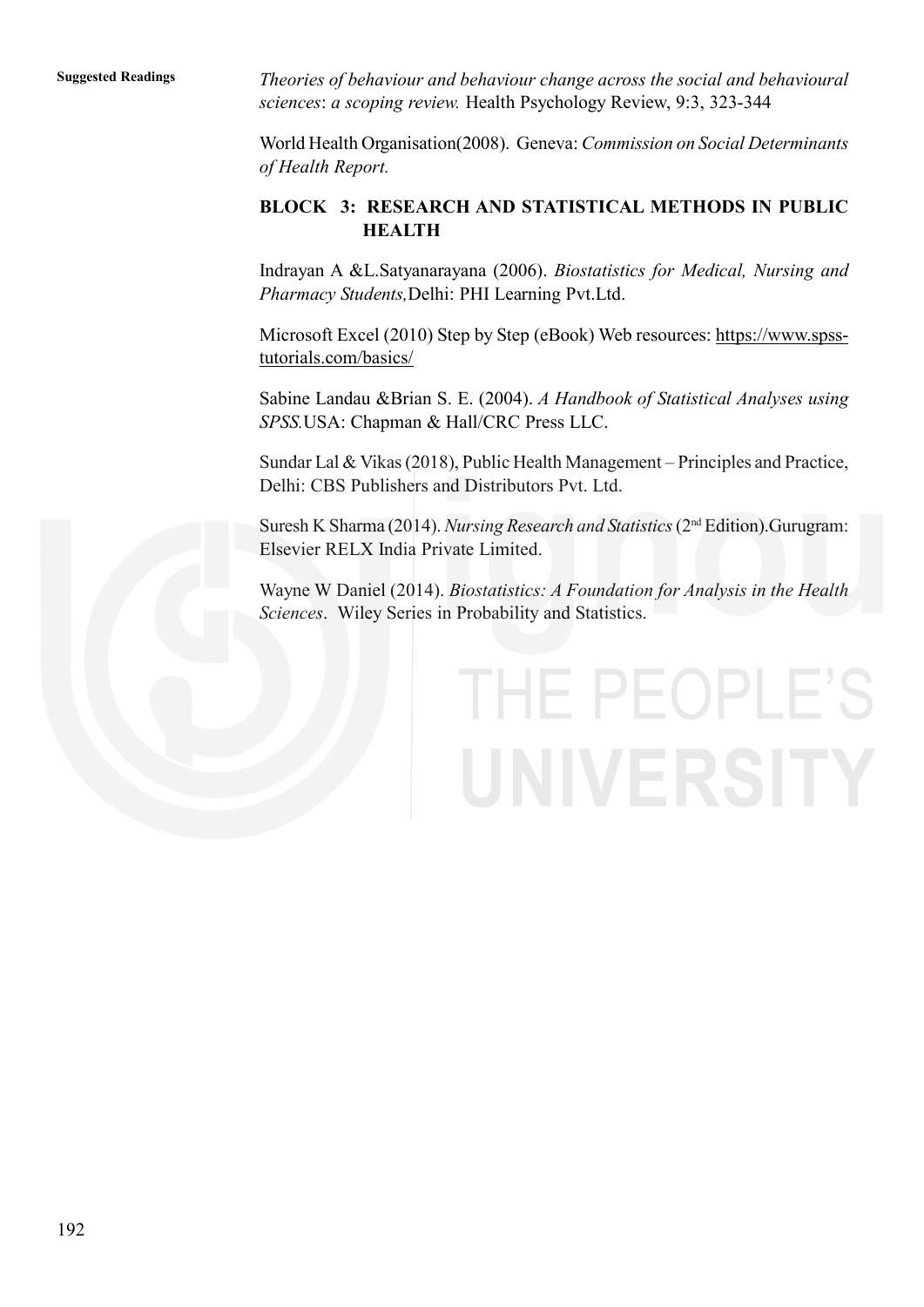*Theories of behaviour and behaviour change across the social and behavioural sciences*: *a scoping review.* Health Psychology Review, 9:3, 323-344

World Health Organisation(2008). Geneva: *Commission on Social Determinants of Health Report.*

**BLOCK 3: RESEARCH AND STATISTICAL METHODS IN PUBLIC HEALTH**

Indrayan A &L.Satyanarayana (2006). *Biostatistics for Medical, Nursing and Pharmacy Students,*Delhi: PHI Learning Pvt.Ltd.

Microsoft Excel (2010) Step by Step (eBook) Web resources: https://www.spss-tutorials.com/basics/

Sabine Landau &Brian S. E. (2004). *A Handbook of Statistical Analyses using SPSS.*USA: Chapman & Hall/CRC Press LLC.

Sundar Lal & Vikas (2018), Public Health Management – Principles and Practice, Delhi: CBS Publishers and Distributors Pvt. Ltd.

Suresh K Sharma (2014). *Nursing Research and Statistics* (2nd Edition).Gurugram: Elsevier RELX India Private Limited.

Wayne W Daniel (2014). *Biostatistics: A Foundation for Analysis in the Health Sciences*. Wiley Series in Probability and Statistics.